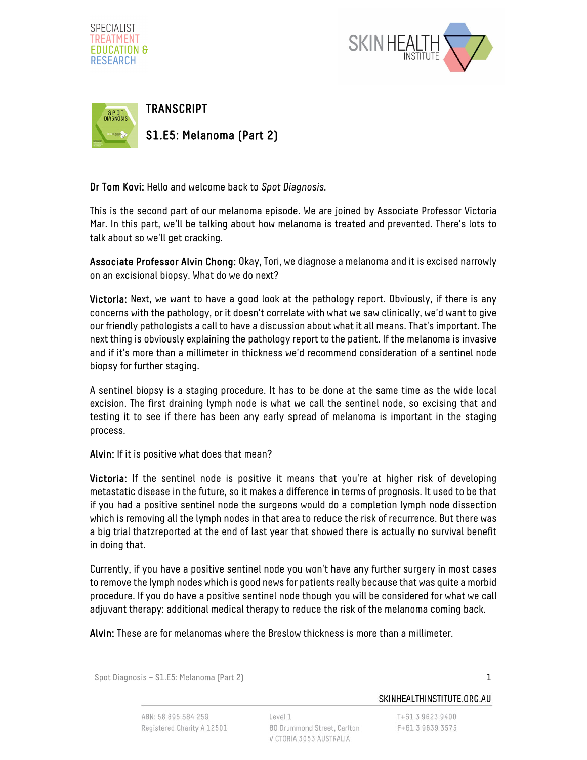SPECIALIST
TREATMENT
EDUCATION &
RESEARCH

# TRANSCRIPT

## S1.E5: Melanoma (Part 2)

**Dr Tom Kovi:** Hello and welcome back to *Spot Diagnosis*.

This is the second part of our melanoma episode. We are joined by Associate Professor Victoria Mar. In this part, we'll be talking about how melanoma is treated and prevented. There's lots to talk about so we'll get cracking.

**Associate Professor Alvin Chong:** Okay, Tori, we diagnose a melanoma and it is excised narrowly on an excisional biopsy. What do we do next?

**Victoria:** Next, we want to have a good look at the pathology report. Obviously, if there is any concerns with the pathology, or it doesn't correlate with what we saw clinically, we'd want to give our friendly pathologists a call to have a discussion about what it all means. That's important. The next thing is obviously explaining the pathology report to the patient. If the melanoma is invasive and if it's more than a millimeter in thickness we'd recommend consideration of a sentinel node biopsy for further staging.

A sentinel biopsy is a staging procedure. It has to be done at the same time as the wide local excision. The first draining lymph node is what we call the sentinel node, so excising that and testing it to see if there has been any early spread of melanoma is important in the staging process.

**Alvin:** If it is positive what does that mean?

**Victoria:** If the sentinel node is positive it means that you're at higher risk of developing metastatic disease in the future, so it makes a difference in terms of prognosis. It used to be that if you had a positive sentinel node the surgeons would do a completion lymph node dissection which is removing all the lymph nodes in that area to reduce the risk of recurrence. But there was a big trial thatzreported at the end of last year that showed there is actually no survival benefit in doing that.

Currently, if you have a positive sentinel node you won't have any further surgery in most cases to remove the lymph nodes which is good news for patients really because that was quite a morbid procedure. If you do have a positive sentinel node though you will be considered for what we call adjuvant therapy: additional medical therapy to reduce the risk of the melanoma coming back.

**Alvin:** These are for melanomas where the Breslow thickness is more than a millimeter.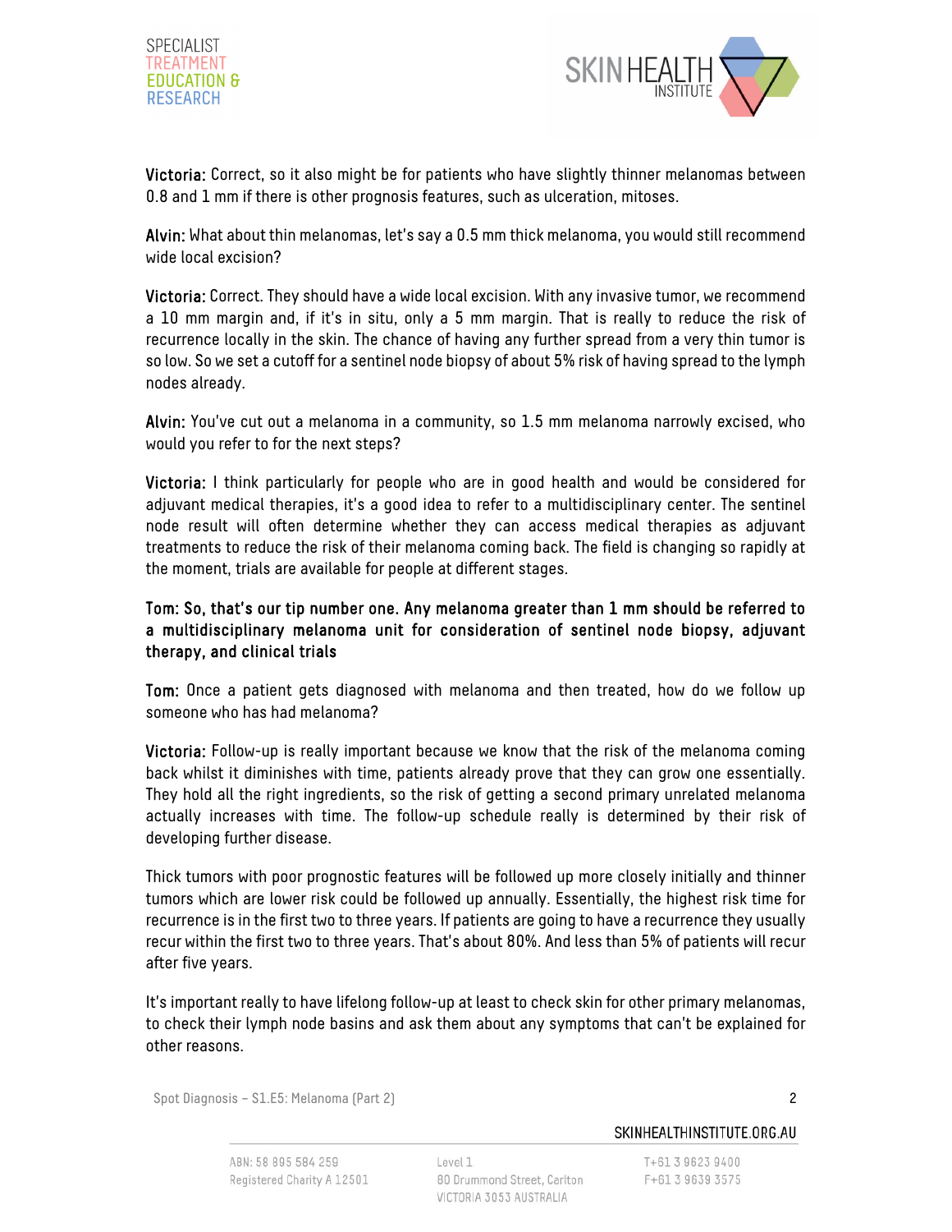**Victoria:** Correct, so it also might be for patients who have slightly thinner melanomas between 0.8 and 1 mm if there is other prognosis features, such as ulceration, mitoses.

**Alvin:** What about thin melanomas, let's say a 0.5 mm thick melanoma, you would still recommend wide local excision?

**Victoria:** Correct. They should have a wide local excision. With any invasive tumor, we recommend a 10 mm margin and, if it's in situ, only a 5 mm margin. That is really to reduce the risk of recurrence locally in the skin. The chance of having any further spread from a very thin tumor is so low. So we set a cutoff for a sentinel node biopsy of about 5% risk of having spread to the lymph nodes already.

**Alvin:** You've cut out a melanoma in a community, so 1.5 mm melanoma narrowly excised, who would you refer to for the next steps?

**Victoria:** I think particularly for people who are in good health and would be considered for adjuvant medical therapies, it's a good idea to refer to a multidisciplinary center. The sentinel node result will often determine whether they can access medical therapies as adjuvant treatments to reduce the risk of their melanoma coming back. The field is changing so rapidly at the moment, trials are available for people at different stages.

**Tom: So, that's our tip number one. Any melanoma greater than 1 mm should be referred to a multidisciplinary melanoma unit for consideration of sentinel node biopsy, adjuvant therapy, and clinical trials**

**Tom:** Once a patient gets diagnosed with melanoma and then treated, how do we follow up someone who has had melanoma?

**Victoria:** Follow-up is really important because we know that the risk of the melanoma coming back whilst it diminishes with time, patients already prove that they can grow one essentially. They hold all the right ingredients, so the risk of getting a second primary unrelated melanoma actually increases with time. The follow-up schedule really is determined by their risk of developing further disease.

Thick tumors with poor prognostic features will be followed up more closely initially and thinner tumors which are lower risk could be followed up annually. Essentially, the highest risk time for recurrence is in the first two to three years. If patients are going to have a recurrence they usually recur within the first two to three years. That's about 80%. And less than 5% of patients will recur after five years.

It's important really to have lifelong follow-up at least to check skin for other primary melanomas, to check their lymph node basins and ask them about any symptoms that can't be explained for other reasons.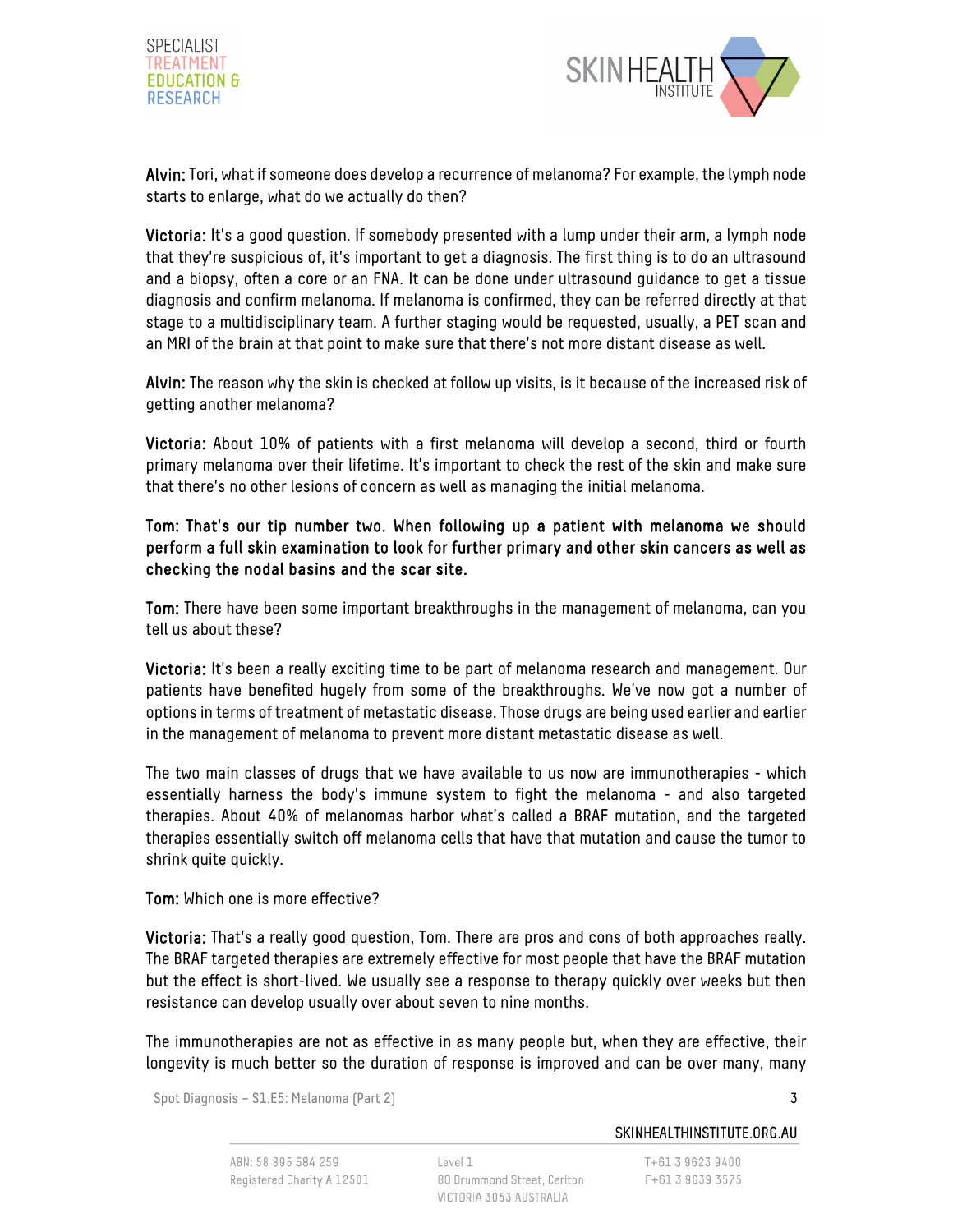**Alvin:** Tori, what if someone does develop a recurrence of melanoma? For example, the lymph node starts to enlarge, what do we actually do then?

**Victoria:** It's a good question. If somebody presented with a lump under their arm, a lymph node that they're suspicious of, it's important to get a diagnosis. The first thing is to do an ultrasound and a biopsy, often a core or an FNA. It can be done under ultrasound guidance to get a tissue diagnosis and confirm melanoma. If melanoma is confirmed, they can be referred directly at that stage to a multidisciplinary team. A further staging would be requested, usually, a PET scan and an MRI of the brain at that point to make sure that there's not more distant disease as well.

**Alvin:** The reason why the skin is checked at follow up visits, is it because of the increased risk of getting another melanoma?

**Victoria:** About 10% of patients with a first melanoma will develop a second, third or fourth primary melanoma over their lifetime. It's important to check the rest of the skin and make sure that there's no other lesions of concern as well as managing the initial melanoma.

**Tom: That's our tip number two. When following up a patient with melanoma we should perform a full skin examination to look for further primary and other skin cancers as well as checking the nodal basins and the scar site.**

**Tom:** There have been some important breakthroughs in the management of melanoma, can you tell us about these?

**Victoria:** It's been a really exciting time to be part of melanoma research and management. Our patients have benefited hugely from some of the breakthroughs. We've now got a number of options in terms of treatment of metastatic disease. Those drugs are being used earlier and earlier in the management of melanoma to prevent more distant metastatic disease as well.

The two main classes of drugs that we have available to us now are immunotherapies - which essentially harness the body's immune system to fight the melanoma - and also targeted therapies. About 40% of melanomas harbor what's called a BRAF mutation, and the targeted therapies essentially switch off melanoma cells that have that mutation and cause the tumor to shrink quite quickly.

**Tom:** Which one is more effective?

**Victoria:** That's a really good question, Tom. There are pros and cons of both approaches really. The BRAF targeted therapies are extremely effective for most people that have the BRAF mutation but the effect is short-lived. We usually see a response to therapy quickly over weeks but then resistance can develop usually over about seven to nine months.

The immunotherapies are not as effective in as many people but, when they are effective, their longevity is much better so the duration of response is improved and can be over many, many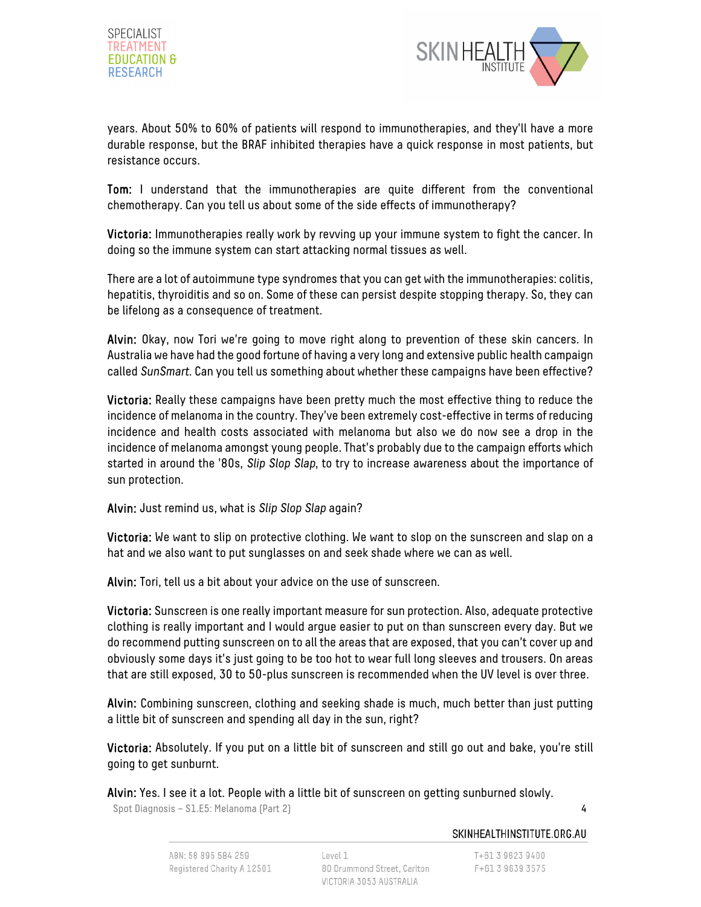years. About 50% to 60% of patients will respond to immunotherapies, and they'll have a more durable response, but the BRAF inhibited therapies have a quick response in most patients, but resistance occurs.

**Tom:** I understand that the immunotherapies are quite different from the conventional chemotherapy. Can you tell us about some of the side effects of immunotherapy?

**Victoria:** Immunotherapies really work by revving up your immune system to fight the cancer. In doing so the immune system can start attacking normal tissues as well.

There are a lot of autoimmune type syndromes that you can get with the immunotherapies: colitis, hepatitis, thyroiditis and so on. Some of these can persist despite stopping therapy. So, they can be lifelong as a consequence of treatment.

**Alvin:** Okay, now Tori we're going to move right along to prevention of these skin cancers. In Australia we have had the good fortune of having a very long and extensive public health campaign called *SunSmart*. Can you tell us something about whether these campaigns have been effective?

**Victoria:** Really these campaigns have been pretty much the most effective thing to reduce the incidence of melanoma in the country. They've been extremely cost-effective in terms of reducing incidence and health costs associated with melanoma but also we do now see a drop in the incidence of melanoma amongst young people. That's probably due to the campaign efforts which started in around the '80s, *Slip Slop Slap*, to try to increase awareness about the importance of sun protection.

**Alvin:** Just remind us, what is *Slip Slop Slap* again?

**Victoria:** We want to slip on protective clothing. We want to slop on the sunscreen and slap on a hat and we also want to put sunglasses on and seek shade where we can as well.

**Alvin:** Tori, tell us a bit about your advice on the use of sunscreen.

**Victoria:** Sunscreen is one really important measure for sun protection. Also, adequate protective clothing is really important and I would argue easier to put on than sunscreen every day. But we do recommend putting sunscreen on to all the areas that are exposed, that you can't cover up and obviously some days it's just going to be too hot to wear full long sleeves and trousers. On areas that are still exposed, 30 to 50-plus sunscreen is recommended when the UV level is over three.

**Alvin:** Combining sunscreen, clothing and seeking shade is much, much better than just putting a little bit of sunscreen and spending all day in the sun, right?

**Victoria:** Absolutely. If you put on a little bit of sunscreen and still go out and bake, you're still going to get sunburnt.

**Alvin:** Yes. I see it a lot. People with a little bit of sunscreen on getting sunburned slowly.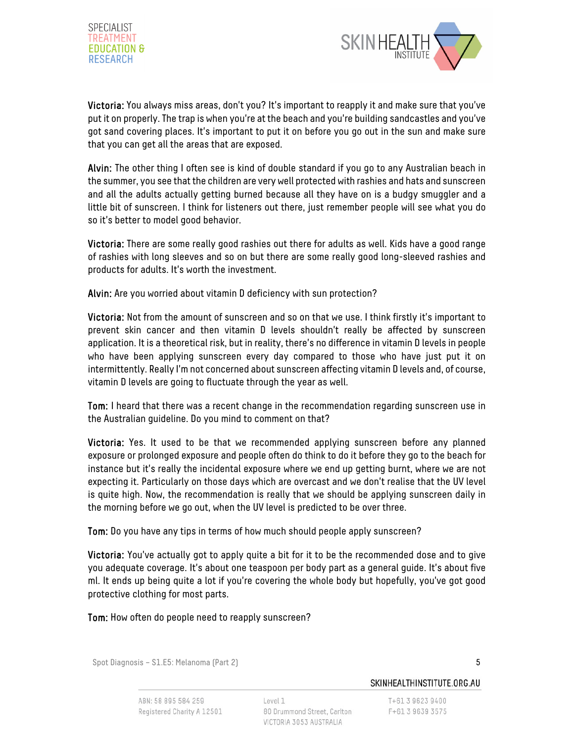**Victoria:** You always miss areas, don't you? It's important to reapply it and make sure that you've put it on properly. The trap is when you're at the beach and you're building sandcastles and you've got sand covering places. It's important to put it on before you go out in the sun and make sure that you can get all the areas that are exposed.

**Alvin:** The other thing I often see is kind of double standard if you go to any Australian beach in the summer, you see that the children are very well protected with rashies and hats and sunscreen and all the adults actually getting burned because all they have on is a budgy smuggler and a little bit of sunscreen. I think for listeners out there, just remember people will see what you do so it's better to model good behavior.

**Victoria:** There are some really good rashies out there for adults as well. Kids have a good range of rashies with long sleeves and so on but there are some really good long-sleeved rashies and products for adults. It's worth the investment.

**Alvin:** Are you worried about vitamin D deficiency with sun protection?

**Victoria:** Not from the amount of sunscreen and so on that we use. I think firstly it's important to prevent skin cancer and then vitamin D levels shouldn't really be affected by sunscreen application. It is a theoretical risk, but in reality, there's no difference in vitamin D levels in people who have been applying sunscreen every day compared to those who have just put it on intermittently. Really I'm not concerned about sunscreen affecting vitamin D levels and, of course, vitamin D levels are going to fluctuate through the year as well.

**Tom:** I heard that there was a recent change in the recommendation regarding sunscreen use in the Australian guideline. Do you mind to comment on that?

**Victoria:** Yes. It used to be that we recommended applying sunscreen before any planned exposure or prolonged exposure and people often do think to do it before they go to the beach for instance but it's really the incidental exposure where we end up getting burnt, where we are not expecting it. Particularly on those days which are overcast and we don't realise that the UV level is quite high. Now, the recommendation is really that we should be applying sunscreen daily in the morning before we go out, when the UV level is predicted to be over three.

**Tom:** Do you have any tips in terms of how much should people apply sunscreen?

**Victoria:** You've actually got to apply quite a bit for it to be the recommended dose and to give you adequate coverage. It's about one teaspoon per body part as a general guide. It's about five ml. It ends up being quite a lot if you're covering the whole body but hopefully, you've got good protective clothing for most parts.

**Tom:** How often do people need to reapply sunscreen?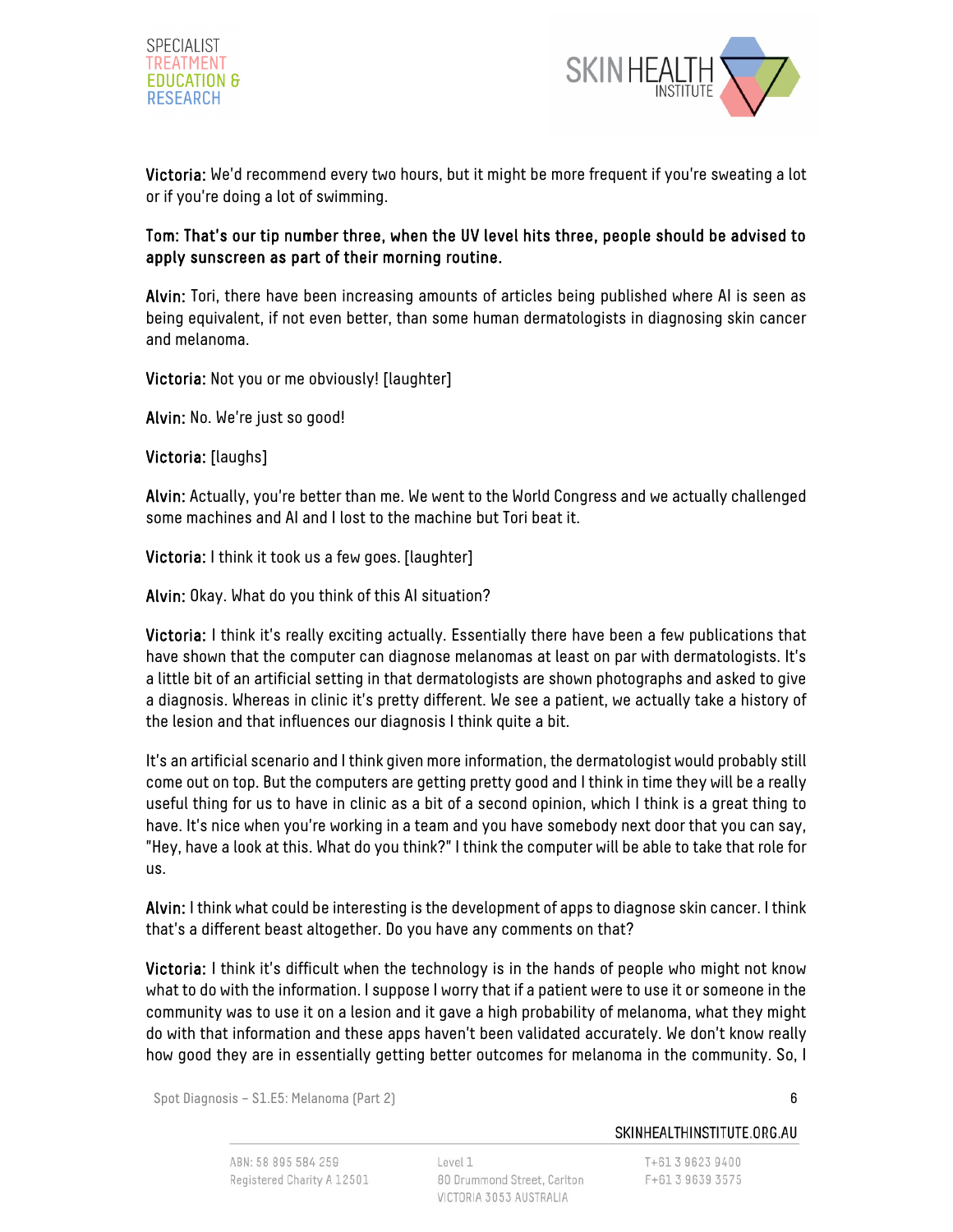**Victoria:** We'd recommend every two hours, but it might be more frequent if you're sweating a lot or if you're doing a lot of swimming.

**Tom: That's our tip number three, when the UV level hits three, people should be advised to apply sunscreen as part of their morning routine.**

**Alvin:** Tori, there have been increasing amounts of articles being published where AI is seen as being equivalent, if not even better, than some human dermatologists in diagnosing skin cancer and melanoma.

**Victoria:** Not you or me obviously! [laughter]

**Alvin:** No. We're just so good!

**Victoria:** [laughs]

**Alvin:** Actually, you're better than me. We went to the World Congress and we actually challenged some machines and AI and I lost to the machine but Tori beat it.

**Victoria:** I think it took us a few goes. [laughter]

**Alvin:** Okay. What do you think of this AI situation?

**Victoria:** I think it's really exciting actually. Essentially there have been a few publications that have shown that the computer can diagnose melanomas at least on par with dermatologists. It's a little bit of an artificial setting in that dermatologists are shown photographs and asked to give a diagnosis. Whereas in clinic it's pretty different. We see a patient, we actually take a history of the lesion and that influences our diagnosis I think quite a bit.

It's an artificial scenario and I think given more information, the dermatologist would probably still come out on top. But the computers are getting pretty good and I think in time they will be a really useful thing for us to have in clinic as a bit of a second opinion, which I think is a great thing to have. It's nice when you're working in a team and you have somebody next door that you can say, "Hey, have a look at this. What do you think?" I think the computer will be able to take that role for us.

**Alvin:** I think what could be interesting is the development of apps to diagnose skin cancer. I think that's a different beast altogether. Do you have any comments on that?

**Victoria:** I think it's difficult when the technology is in the hands of people who might not know what to do with the information. I suppose I worry that if a patient were to use it or someone in the community was to use it on a lesion and it gave a high probability of melanoma, what they might do with that information and these apps haven't been validated accurately. We don't know really how good they are in essentially getting better outcomes for melanoma in the community. So, I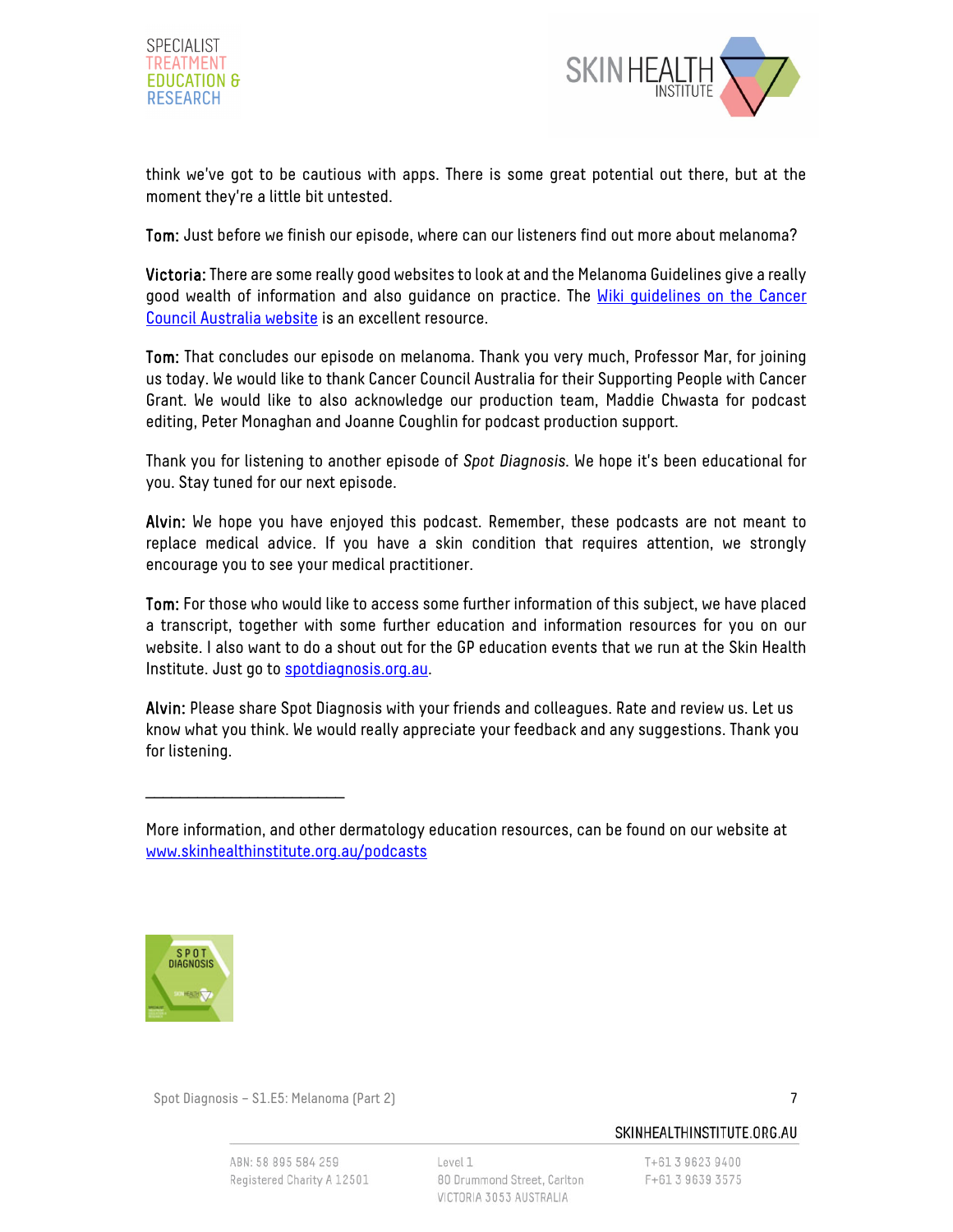think we've got to be cautious with apps. There is some great potential out there, but at the moment they're a little bit untested.

**Tom:** Just before we finish our episode, where can our listeners find out more about melanoma?

**Victoria:** There are some really good websites to look at and the Melanoma Guidelines give a really good wealth of information and also guidance on practice. The [Wiki guidelines on the Cancer Council Australia website]() is an excellent resource.

**Tom:** That concludes our episode on melanoma. Thank you very much, Professor Mar, for joining us today. We would like to thank Cancer Council Australia for their Supporting People with Cancer Grant. We would like to also acknowledge our production team, Maddie Chwasta for podcast editing, Peter Monaghan and Joanne Coughlin for podcast production support.

Thank you for listening to another episode of *Spot Diagnosis*. We hope it's been educational for you. Stay tuned for our next episode.

**Alvin:** We hope you have enjoyed this podcast. Remember, these podcasts are not meant to replace medical advice. If you have a skin condition that requires attention, we strongly encourage you to see your medical practitioner.

**Tom:** For those who would like to access some further information of this subject, we have placed a transcript, together with some further education and information resources for you on our website. I also want to do a shout out for the GP education events that we run at the Skin Health Institute. Just go to [spotdiagnosis.org.au]().

**Alvin:** Please share Spot Diagnosis with your friends and colleagues. Rate and review us. Let us know what you think. We would really appreciate your feedback and any suggestions. Thank you for listening.

---

More information, and other dermatology education resources, can be found on our website at [www.skinhealthinstitute.org.au/podcasts]()